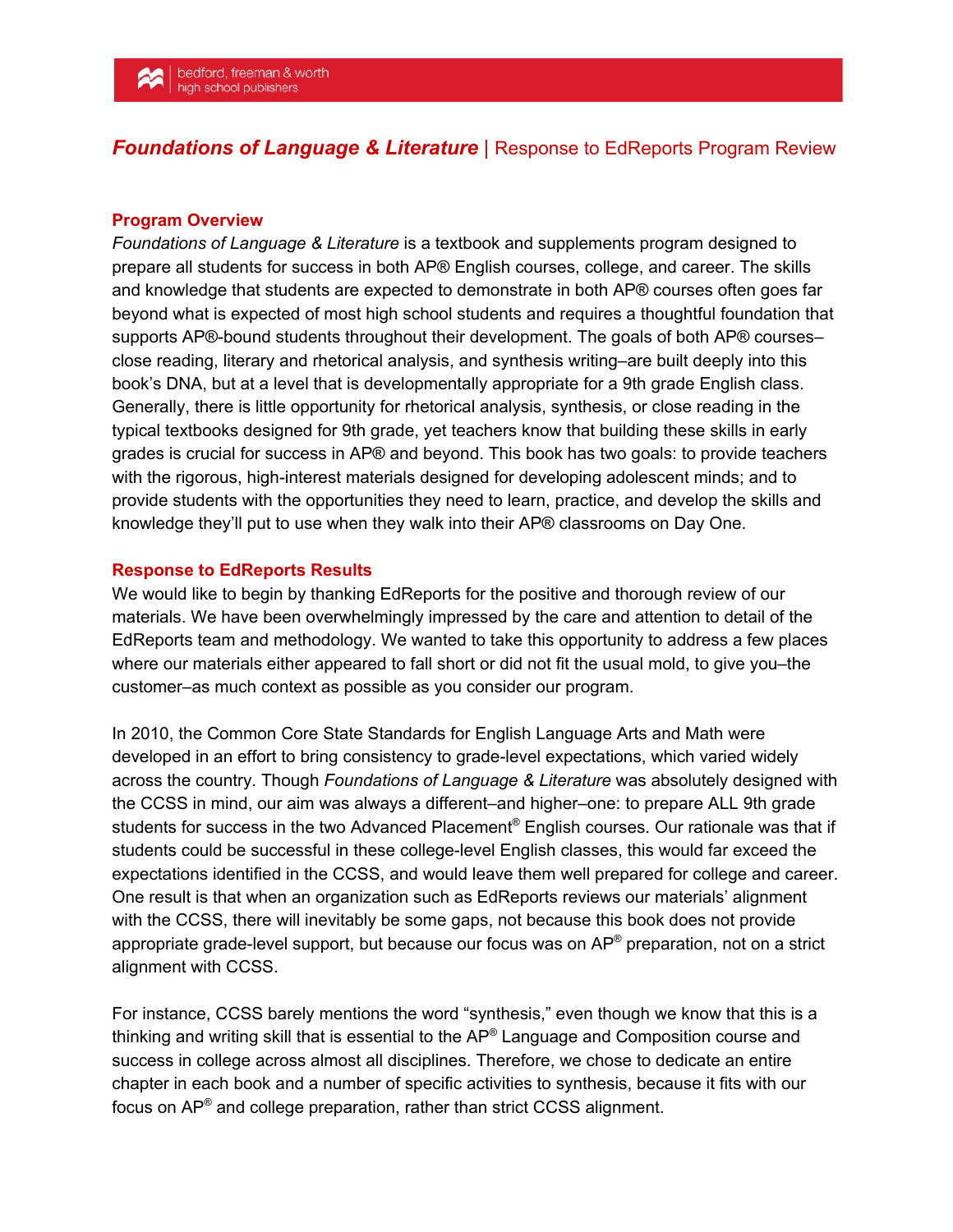# *Foundations of Language & Literature* | Response to EdReports Program Review

## Program Overview

*Foundations of Language & Literature* is a textbook and supplements program designed to prepare all students for success in both AP® English courses, college, and career. The skills and knowledge that students are expected to demonstrate in both AP® courses often goes far beyond what is expected of most high school students and requires a thoughtful foundation that supports AP®-bound students throughout their development. The goals of both AP® courses–close reading, literary and rhetorical analysis, and synthesis writing–are built deeply into this book's DNA, but at a level that is developmentally appropriate for a 9th grade English class. Generally, there is little opportunity for rhetorical analysis, synthesis, or close reading in the typical textbooks designed for 9th grade, yet teachers know that building these skills in early grades is crucial for success in AP® and beyond. This book has two goals: to provide teachers with the rigorous, high-interest materials designed for developing adolescent minds; and to provide students with the opportunities they need to learn, practice, and develop the skills and knowledge they'll put to use when they walk into their AP® classrooms on Day One.

## Response to EdReports Results

We would like to begin by thanking EdReports for the positive and thorough review of our materials. We have been overwhelmingly impressed by the care and attention to detail of the EdReports team and methodology. We wanted to take this opportunity to address a few places where our materials either appeared to fall short or did not fit the usual mold, to give you–the customer–as much context as possible as you consider our program.

In 2010, the Common Core State Standards for English Language Arts and Math were developed in an effort to bring consistency to grade-level expectations, which varied widely across the country. Though *Foundations of Language & Literature* was absolutely designed with the CCSS in mind, our aim was always a different–and higher–one: to prepare ALL 9th grade students for success in the two Advanced Placement® English courses. Our rationale was that if students could be successful in these college-level English classes, this would far exceed the expectations identified in the CCSS, and would leave them well prepared for college and career. One result is that when an organization such as EdReports reviews our materials' alignment with the CCSS, there will inevitably be some gaps, not because this book does not provide appropriate grade-level support, but because our focus was on AP® preparation, not on a strict alignment with CCSS.

For instance, CCSS barely mentions the word "synthesis," even though we know that this is a thinking and writing skill that is essential to the AP® Language and Composition course and success in college across almost all disciplines. Therefore, we chose to dedicate an entire chapter in each book and a number of specific activities to synthesis, because it fits with our focus on AP® and college preparation, rather than strict CCSS alignment.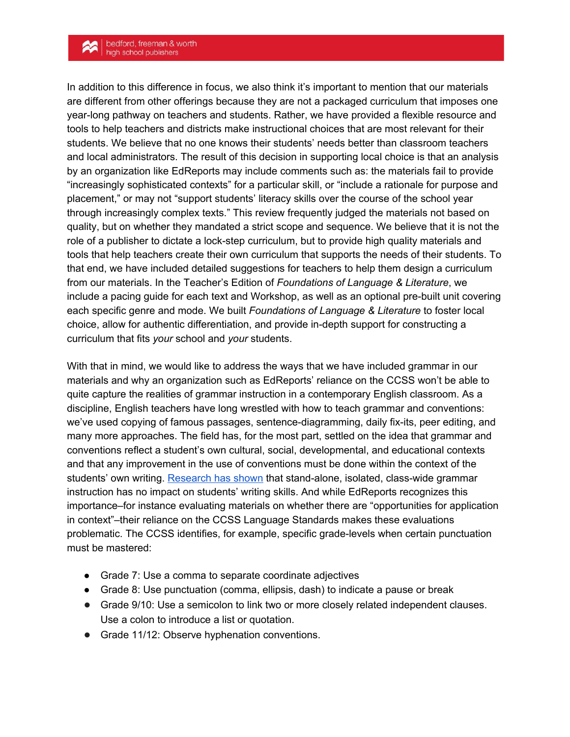In addition to this difference in focus, we also think it's important to mention that our materials are different from other offerings because they are not a packaged curriculum that imposes one year-long pathway on teachers and students. Rather, we have provided a flexible resource and tools to help teachers and districts make instructional choices that are most relevant for their students. We believe that no one knows their students' needs better than classroom teachers and local administrators. The result of this decision in supporting local choice is that an analysis by an organization like EdReports may include comments such as: the materials fail to provide "increasingly sophisticated contexts" for a particular skill, or "include a rationale for purpose and placement," or may not "support students' literacy skills over the course of the school year through increasingly complex texts." This review frequently judged the materials not based on quality, but on whether they mandated a strict scope and sequence. We believe that it is not the role of a publisher to dictate a lock-step curriculum, but to provide high quality materials and tools that help teachers create their own curriculum that supports the needs of their students. To that end, we have included detailed suggestions for teachers to help them design a curriculum from our materials. In the Teacher's Edition of *Foundations of Language & Literature*, we include a pacing guide for each text and Workshop, as well as an optional pre-built unit covering each specific genre and mode. We built *Foundations of Language & Literature* to foster local choice, allow for authentic differentiation, and provide in-depth support for constructing a curriculum that fits *your* school and *your* students.

With that in mind, we would like to address the ways that we have included grammar in our materials and why an organization such as EdReports' reliance on the CCSS won't be able to quite capture the realities of grammar instruction in a contemporary English classroom. As a discipline, English teachers have long wrestled with how to teach grammar and conventions: we've used copying of famous passages, sentence-diagramming, daily fix-its, peer editing, and many more approaches. The field has, for the most part, settled on the idea that grammar and conventions reflect a student's own cultural, social, developmental, and educational contexts and that any improvement in the use of conventions must be done within the context of the students' own writing. Research has shown that stand-alone, isolated, class-wide grammar instruction has no impact on students' writing skills. And while EdReports recognizes this importance–for instance evaluating materials on whether there are "opportunities for application in context"–their reliance on the CCSS Language Standards makes these evaluations problematic. The CCSS identifies, for example, specific grade-levels when certain punctuation must be mastered:

- Grade 7: Use a comma to separate coordinate adjectives
- Grade 8: Use punctuation (comma, ellipsis, dash) to indicate a pause or break
- Grade 9/10: Use a semicolon to link two or more closely related independent clauses. Use a colon to introduce a list or quotation.
- Grade 11/12: Observe hyphenation conventions.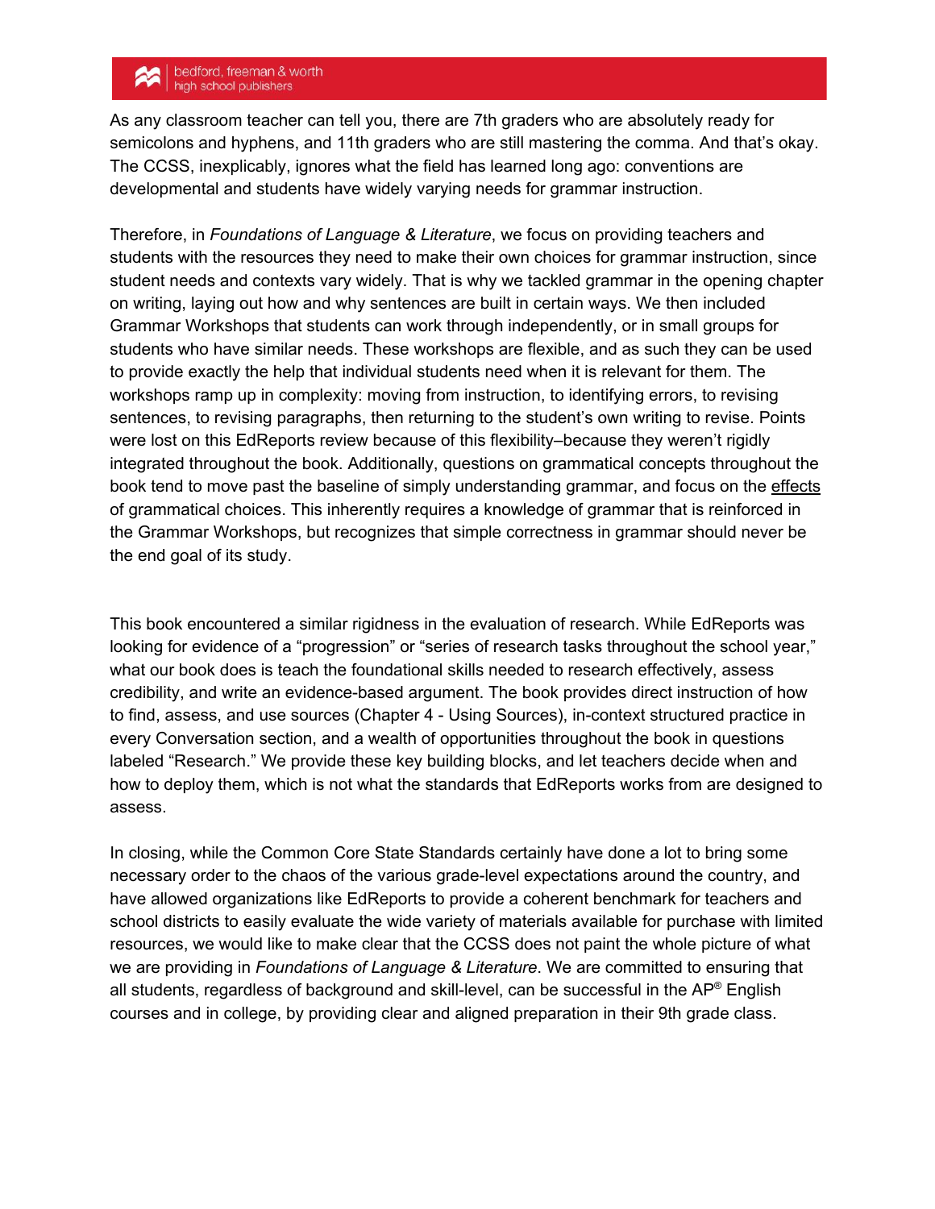As any classroom teacher can tell you, there are 7th graders who are absolutely ready for semicolons and hyphens, and 11th graders who are still mastering the comma. And that's okay. The CCSS, inexplicably, ignores what the field has learned long ago: conventions are developmental and students have widely varying needs for grammar instruction.

Therefore, in *Foundations of Language & Literature*, we focus on providing teachers and students with the resources they need to make their own choices for grammar instruction, since student needs and contexts vary widely. That is why we tackled grammar in the opening chapter on writing, laying out how and why sentences are built in certain ways. We then included Grammar Workshops that students can work through independently, or in small groups for students who have similar needs. These workshops are flexible, and as such they can be used to provide exactly the help that individual students need when it is relevant for them. The workshops ramp up in complexity: moving from instruction, to identifying errors, to revising sentences, to revising paragraphs, then returning to the student's own writing to revise. Points were lost on this EdReports review because of this flexibility–because they weren't rigidly integrated throughout the book. Additionally, questions on grammatical concepts throughout the book tend to move past the baseline of simply understanding grammar, and focus on the effects of grammatical choices. This inherently requires a knowledge of grammar that is reinforced in the Grammar Workshops, but recognizes that simple correctness in grammar should never be the end goal of its study.

This book encountered a similar rigidness in the evaluation of research. While EdReports was looking for evidence of a "progression" or "series of research tasks throughout the school year," what our book does is teach the foundational skills needed to research effectively, assess credibility, and write an evidence-based argument. The book provides direct instruction of how to find, assess, and use sources (Chapter 4 - Using Sources), in-context structured practice in every Conversation section, and a wealth of opportunities throughout the book in questions labeled "Research." We provide these key building blocks, and let teachers decide when and how to deploy them, which is not what the standards that EdReports works from are designed to assess.

In closing, while the Common Core State Standards certainly have done a lot to bring some necessary order to the chaos of the various grade-level expectations around the country, and have allowed organizations like EdReports to provide a coherent benchmark for teachers and school districts to easily evaluate the wide variety of materials available for purchase with limited resources, we would like to make clear that the CCSS does not paint the whole picture of what we are providing in *Foundations of Language & Literature*. We are committed to ensuring that all students, regardless of background and skill-level, can be successful in the AP® English courses and in college, by providing clear and aligned preparation in their 9th grade class.